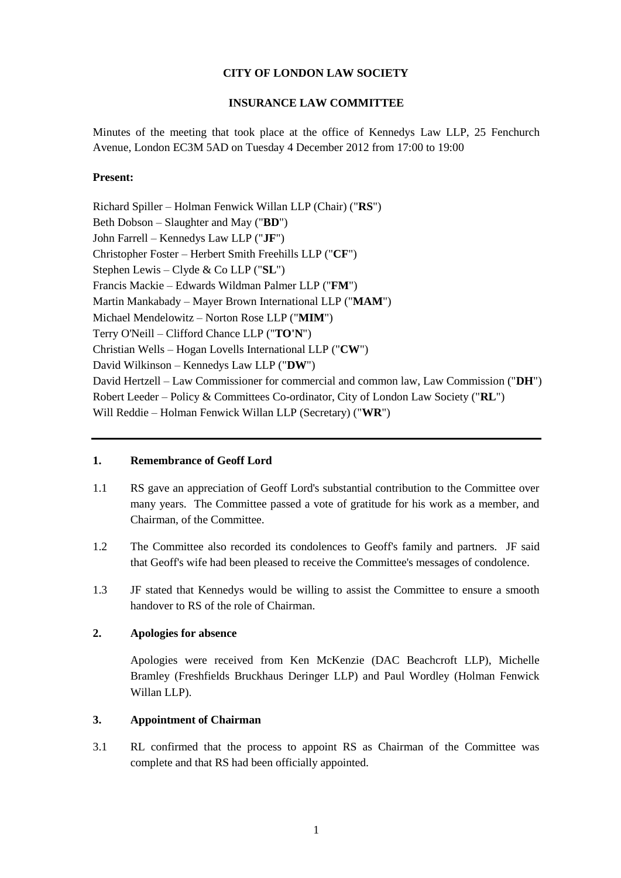**CITY OF LONDON LAW SOCIETY**

**INSURANCE LAW COMMITTEE**

Minutes of the meeting that took place at the office of Kennedys Law LLP, 25 Fenchurch Avenue, London EC3M 5AD on Tuesday 4 December 2012 from 17:00 to 19:00

**Present:**

Richard Spiller – Holman Fenwick Willan LLP (Chair) ("**RS**")
Beth Dobson – Slaughter and May ("**BD**")
John Farrell – Kennedys Law LLP ("**JF**")
Christopher Foster – Herbert Smith Freehills LLP ("**CF**")
Stephen Lewis – Clyde & Co LLP ("**SL**")
Francis Mackie – Edwards Wildman Palmer LLP ("**FM**")
Martin Mankabady – Mayer Brown International LLP ("**MAM**")
Michael Mendelowitz – Norton Rose LLP ("**MIM**")
Terry O'Neill – Clifford Chance LLP ("**TO'N**")
Christian Wells – Hogan Lovells International LLP ("**CW**")
David Wilkinson – Kennedys Law LLP ("**DW**")
David Hertzell – Law Commissioner for commercial and common law, Law Commission ("**DH**")
Robert Leeder – Policy & Committees Co-ordinator, City of London Law Society ("**RL**")
Will Reddie – Holman Fenwick Willan LLP (Secretary) ("**WR**")

---

**1. Remembrance of Geoff Lord**

1.1 RS gave an appreciation of Geoff Lord's substantial contribution to the Committee over many years. The Committee passed a vote of gratitude for his work as a member, and Chairman, of the Committee.

1.2 The Committee also recorded its condolences to Geoff's family and partners. JF said that Geoff's wife had been pleased to receive the Committee's messages of condolence.

1.3 JF stated that Kennedys would be willing to assist the Committee to ensure a smooth handover to RS of the role of Chairman.

**2. Apologies for absence**

Apologies were received from Ken McKenzie (DAC Beachcroft LLP), Michelle Bramley (Freshfields Bruckhaus Deringer LLP) and Paul Wordley (Holman Fenwick Willan LLP).

**3. Appointment of Chairman**

3.1 RL confirmed that the process to appoint RS as Chairman of the Committee was complete and that RS had been officially appointed.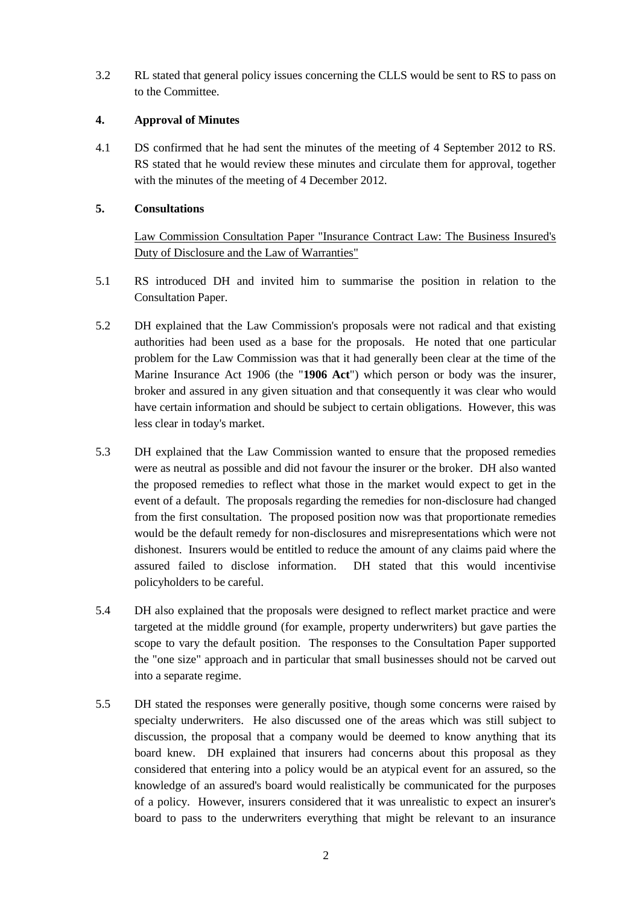3.2 RL stated that general policy issues concerning the CLLS would be sent to RS to pass on to the Committee.

## 4. Approval of Minutes

4.1 DS confirmed that he had sent the minutes of the meeting of 4 September 2012 to RS. RS stated that he would review these minutes and circulate them for approval, together with the minutes of the meeting of 4 December 2012.

## 5. Consultations

Law Commission Consultation Paper "Insurance Contract Law: The Business Insured's Duty of Disclosure and the Law of Warranties"

5.1 RS introduced DH and invited him to summarise the position in relation to the Consultation Paper.

5.2 DH explained that the Law Commission's proposals were not radical and that existing authorities had been used as a base for the proposals. He noted that one particular problem for the Law Commission was that it had generally been clear at the time of the Marine Insurance Act 1906 (the "**1906 Act**") which person or body was the insurer, broker and assured in any given situation and that consequently it was clear who would have certain information and should be subject to certain obligations. However, this was less clear in today's market.

5.3 DH explained that the Law Commission wanted to ensure that the proposed remedies were as neutral as possible and did not favour the insurer or the broker. DH also wanted the proposed remedies to reflect what those in the market would expect to get in the event of a default. The proposals regarding the remedies for non-disclosure had changed from the first consultation. The proposed position now was that proportionate remedies would be the default remedy for non-disclosures and misrepresentations which were not dishonest. Insurers would be entitled to reduce the amount of any claims paid where the assured failed to disclose information. DH stated that this would incentivise policyholders to be careful.

5.4 DH also explained that the proposals were designed to reflect market practice and were targeted at the middle ground (for example, property underwriters) but gave parties the scope to vary the default position. The responses to the Consultation Paper supported the "one size" approach and in particular that small businesses should not be carved out into a separate regime.

5.5 DH stated the responses were generally positive, though some concerns were raised by specialty underwriters. He also discussed one of the areas which was still subject to discussion, the proposal that a company would be deemed to know anything that its board knew. DH explained that insurers had concerns about this proposal as they considered that entering into a policy would be an atypical event for an assured, so the knowledge of an assured's board would realistically be communicated for the purposes of a policy. However, insurers considered that it was unrealistic to expect an insurer's board to pass to the underwriters everything that might be relevant to an insurance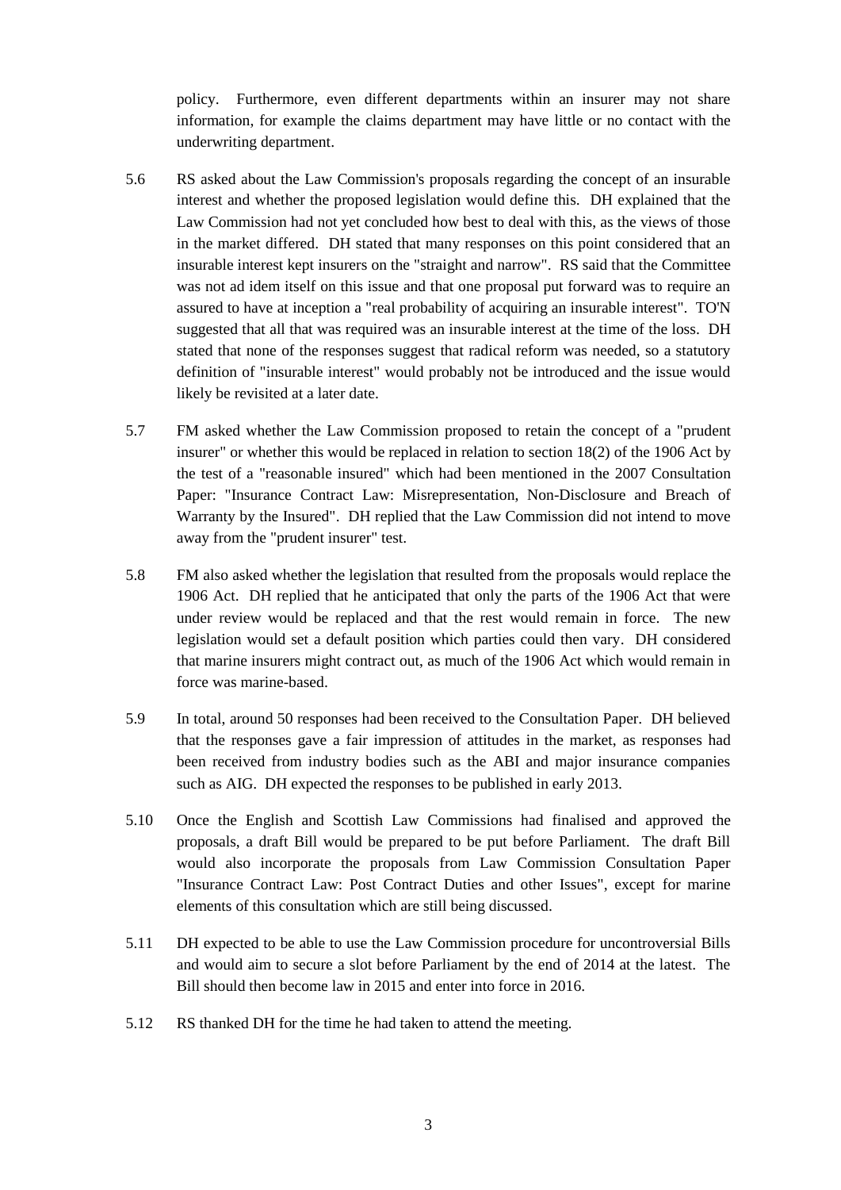policy. Furthermore, even different departments within an insurer may not share information, for example the claims department may have little or no contact with the underwriting department.

5.6 RS asked about the Law Commission's proposals regarding the concept of an insurable interest and whether the proposed legislation would define this. DH explained that the Law Commission had not yet concluded how best to deal with this, as the views of those in the market differed. DH stated that many responses on this point considered that an insurable interest kept insurers on the "straight and narrow". RS said that the Committee was not ad idem itself on this issue and that one proposal put forward was to require an assured to have at inception a "real probability of acquiring an insurable interest". TO'N suggested that all that was required was an insurable interest at the time of the loss. DH stated that none of the responses suggest that radical reform was needed, so a statutory definition of "insurable interest" would probably not be introduced and the issue would likely be revisited at a later date.

5.7 FM asked whether the Law Commission proposed to retain the concept of a "prudent insurer" or whether this would be replaced in relation to section 18(2) of the 1906 Act by the test of a "reasonable insured" which had been mentioned in the 2007 Consultation Paper: "Insurance Contract Law: Misrepresentation, Non-Disclosure and Breach of Warranty by the Insured". DH replied that the Law Commission did not intend to move away from the "prudent insurer" test.

5.8 FM also asked whether the legislation that resulted from the proposals would replace the 1906 Act. DH replied that he anticipated that only the parts of the 1906 Act that were under review would be replaced and that the rest would remain in force. The new legislation would set a default position which parties could then vary. DH considered that marine insurers might contract out, as much of the 1906 Act which would remain in force was marine-based.

5.9 In total, around 50 responses had been received to the Consultation Paper. DH believed that the responses gave a fair impression of attitudes in the market, as responses had been received from industry bodies such as the ABI and major insurance companies such as AIG. DH expected the responses to be published in early 2013.

5.10 Once the English and Scottish Law Commissions had finalised and approved the proposals, a draft Bill would be prepared to be put before Parliament. The draft Bill would also incorporate the proposals from Law Commission Consultation Paper "Insurance Contract Law: Post Contract Duties and other Issues", except for marine elements of this consultation which are still being discussed.

5.11 DH expected to be able to use the Law Commission procedure for uncontroversial Bills and would aim to secure a slot before Parliament by the end of 2014 at the latest. The Bill should then become law in 2015 and enter into force in 2016.

5.12 RS thanked DH for the time he had taken to attend the meeting.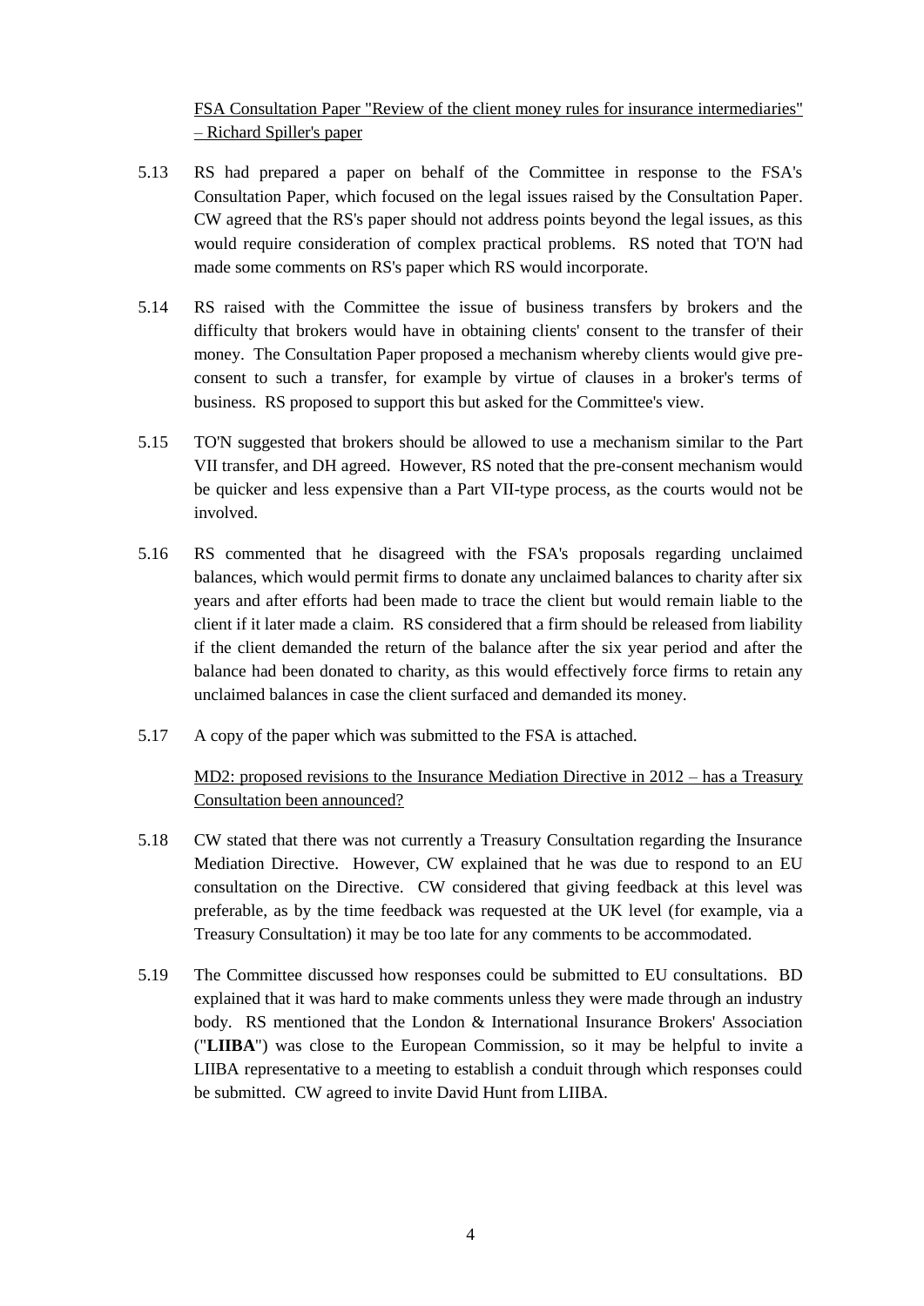<u>FSA Consultation Paper "Review of the client money rules for insurance intermediaries" – Richard Spiller's paper</u>

5.13 RS had prepared a paper on behalf of the Committee in response to the FSA's Consultation Paper, which focused on the legal issues raised by the Consultation Paper. CW agreed that the RS's paper should not address points beyond the legal issues, as this would require consideration of complex practical problems. RS noted that TO'N had made some comments on RS's paper which RS would incorporate.

5.14 RS raised with the Committee the issue of business transfers by brokers and the difficulty that brokers would have in obtaining clients' consent to the transfer of their money. The Consultation Paper proposed a mechanism whereby clients would give pre-consent to such a transfer, for example by virtue of clauses in a broker's terms of business. RS proposed to support this but asked for the Committee's view.

5.15 TO'N suggested that brokers should be allowed to use a mechanism similar to the Part VII transfer, and DH agreed. However, RS noted that the pre-consent mechanism would be quicker and less expensive than a Part VII-type process, as the courts would not be involved.

5.16 RS commented that he disagreed with the FSA's proposals regarding unclaimed balances, which would permit firms to donate any unclaimed balances to charity after six years and after efforts had been made to trace the client but would remain liable to the client if it later made a claim. RS considered that a firm should be released from liability if the client demanded the return of the balance after the six year period and after the balance had been donated to charity, as this would effectively force firms to retain any unclaimed balances in case the client surfaced and demanded its money.

5.17 A copy of the paper which was submitted to the FSA is attached.

<u>MD2: proposed revisions to the Insurance Mediation Directive in 2012 – has a Treasury Consultation been announced?</u>

5.18 CW stated that there was not currently a Treasury Consultation regarding the Insurance Mediation Directive. However, CW explained that he was due to respond to an EU consultation on the Directive. CW considered that giving feedback at this level was preferable, as by the time feedback was requested at the UK level (for example, via a Treasury Consultation) it may be too late for any comments to be accommodated.

5.19 The Committee discussed how responses could be submitted to EU consultations. BD explained that it was hard to make comments unless they were made through an industry body. RS mentioned that the London & International Insurance Brokers' Association ("**LIIBA**") was close to the European Commission, so it may be helpful to invite a LIIBA representative to a meeting to establish a conduit through which responses could be submitted. CW agreed to invite David Hunt from LIIBA.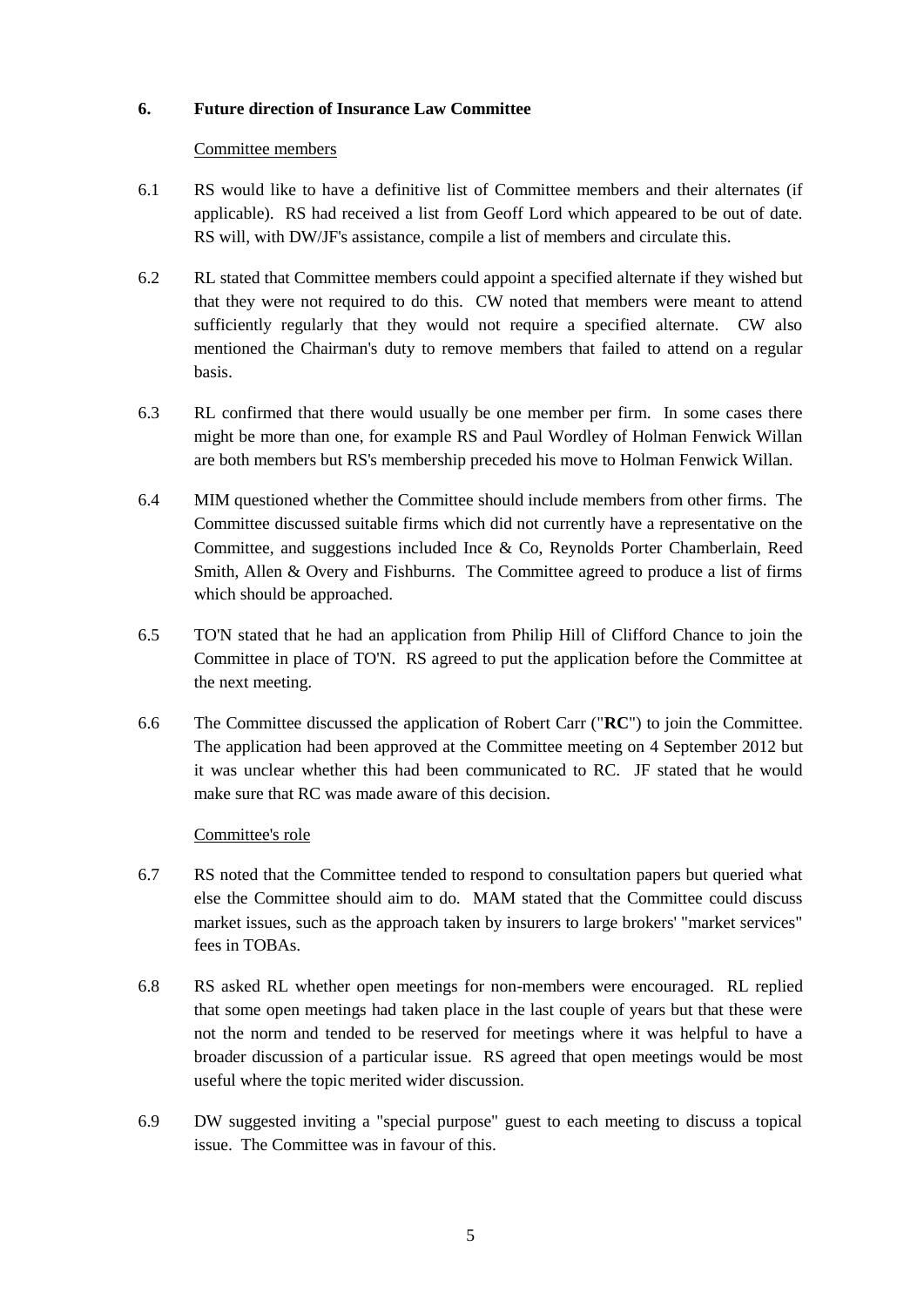## 6. Future direction of Insurance Law Committee

Committee members

6.1 RS would like to have a definitive list of Committee members and their alternates (if applicable). RS had received a list from Geoff Lord which appeared to be out of date. RS will, with DW/JF's assistance, compile a list of members and circulate this.

6.2 RL stated that Committee members could appoint a specified alternate if they wished but that they were not required to do this. CW noted that members were meant to attend sufficiently regularly that they would not require a specified alternate. CW also mentioned the Chairman's duty to remove members that failed to attend on a regular basis.

6.3 RL confirmed that there would usually be one member per firm. In some cases there might be more than one, for example RS and Paul Wordley of Holman Fenwick Willan are both members but RS's membership preceded his move to Holman Fenwick Willan.

6.4 MIM questioned whether the Committee should include members from other firms. The Committee discussed suitable firms which did not currently have a representative on the Committee, and suggestions included Ince & Co, Reynolds Porter Chamberlain, Reed Smith, Allen & Overy and Fishburns. The Committee agreed to produce a list of firms which should be approached.

6.5 TO'N stated that he had an application from Philip Hill of Clifford Chance to join the Committee in place of TO'N. RS agreed to put the application before the Committee at the next meeting.

6.6 The Committee discussed the application of Robert Carr ("**RC**") to join the Committee. The application had been approved at the Committee meeting on 4 September 2012 but it was unclear whether this had been communicated to RC. JF stated that he would make sure that RC was made aware of this decision.

Committee's role

6.7 RS noted that the Committee tended to respond to consultation papers but queried what else the Committee should aim to do. MAM stated that the Committee could discuss market issues, such as the approach taken by insurers to large brokers' "market services" fees in TOBAs.

6.8 RS asked RL whether open meetings for non-members were encouraged. RL replied that some open meetings had taken place in the last couple of years but that these were not the norm and tended to be reserved for meetings where it was helpful to have a broader discussion of a particular issue. RS agreed that open meetings would be most useful where the topic merited wider discussion.

6.9 DW suggested inviting a "special purpose" guest to each meeting to discuss a topical issue. The Committee was in favour of this.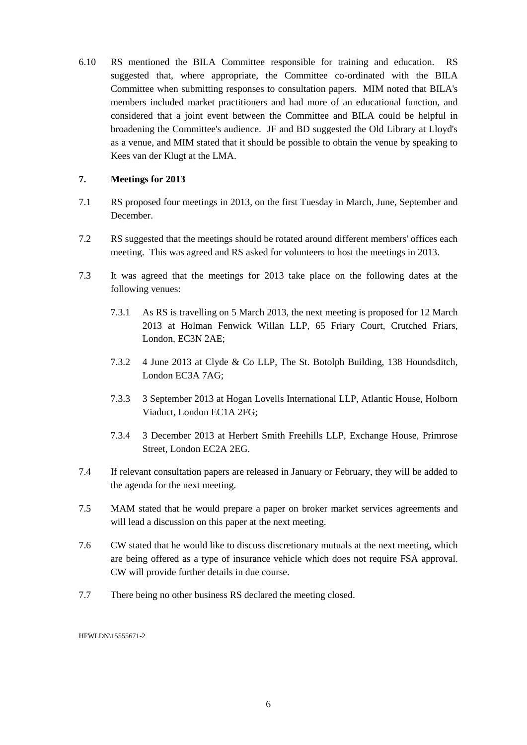6.10 RS mentioned the BILA Committee responsible for training and education. RS suggested that, where appropriate, the Committee co-ordinated with the BILA Committee when submitting responses to consultation papers. MIM noted that BILA's members included market practitioners and had more of an educational function, and considered that a joint event between the Committee and BILA could be helpful in broadening the Committee's audience. JF and BD suggested the Old Library at Lloyd's as a venue, and MIM stated that it should be possible to obtain the venue by speaking to Kees van der Klugt at the LMA.

## 7. Meetings for 2013

7.1 RS proposed four meetings in 2013, on the first Tuesday in March, June, September and December.

7.2 RS suggested that the meetings should be rotated around different members' offices each meeting. This was agreed and RS asked for volunteers to host the meetings in 2013.

7.3 It was agreed that the meetings for 2013 take place on the following dates at the following venues:

7.3.1 As RS is travelling on 5 March 2013, the next meeting is proposed for 12 March 2013 at Holman Fenwick Willan LLP, 65 Friary Court, Crutched Friars, London, EC3N 2AE;

7.3.2 4 June 2013 at Clyde & Co LLP, The St. Botolph Building, 138 Houndsditch, London EC3A 7AG;

7.3.3 3 September 2013 at Hogan Lovells International LLP, Atlantic House, Holborn Viaduct, London EC1A 2FG;

7.3.4 3 December 2013 at Herbert Smith Freehills LLP, Exchange House, Primrose Street, London EC2A 2EG.

7.4 If relevant consultation papers are released in January or February, they will be added to the agenda for the next meeting.

7.5 MAM stated that he would prepare a paper on broker market services agreements and will lead a discussion on this paper at the next meeting.

7.6 CW stated that he would like to discuss discretionary mutuals at the next meeting, which are being offered as a type of insurance vehicle which does not require FSA approval. CW will provide further details in due course.

7.7 There being no other business RS declared the meeting closed.

HFWLDN\15555671-2